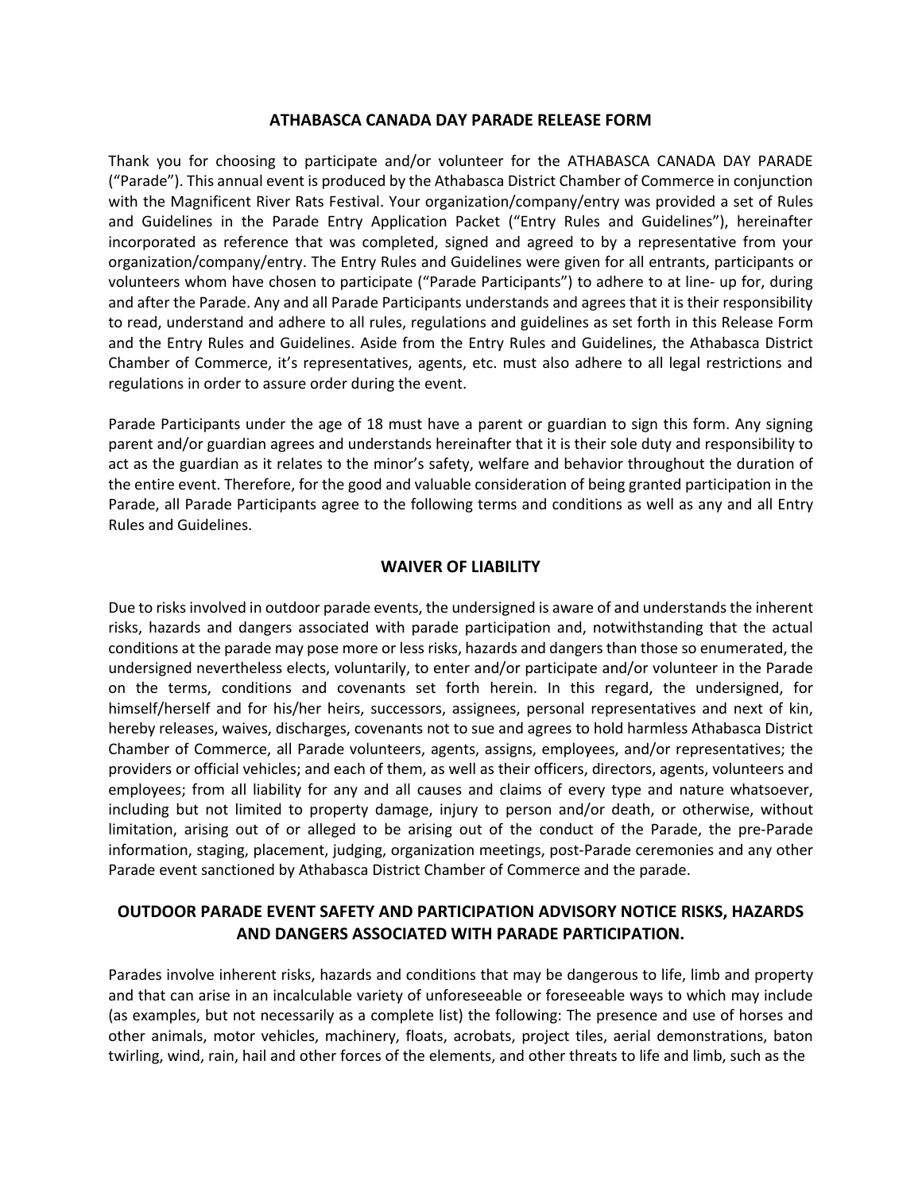# ATHABASCA CANADA DAY PARADE RELEASE FORM

Thank you for choosing to participate and/or volunteer for the ATHABASCA CANADA DAY PARADE ("Parade"). This annual event is produced by the Athabasca District Chamber of Commerce in conjunction with the Magnificent River Rats Festival. Your organization/company/entry was provided a set of Rules and Guidelines in the Parade Entry Application Packet ("Entry Rules and Guidelines"), hereinafter incorporated as reference that was completed, signed and agreed to by a representative from your organization/company/entry. The Entry Rules and Guidelines were given for all entrants, participants or volunteers whom have chosen to participate ("Parade Participants") to adhere to at line- up for, during and after the Parade. Any and all Parade Participants understands and agrees that it is their responsibility to read, understand and adhere to all rules, regulations and guidelines as set forth in this Release Form and the Entry Rules and Guidelines. Aside from the Entry Rules and Guidelines, the Athabasca District Chamber of Commerce, it's representatives, agents, etc. must also adhere to all legal restrictions and regulations in order to assure order during the event.

Parade Participants under the age of 18 must have a parent or guardian to sign this form. Any signing parent and/or guardian agrees and understands hereinafter that it is their sole duty and responsibility to act as the guardian as it relates to the minor's safety, welfare and behavior throughout the duration of the entire event. Therefore, for the good and valuable consideration of being granted participation in the Parade, all Parade Participants agree to the following terms and conditions as well as any and all Entry Rules and Guidelines.

## WAIVER OF LIABILITY

Due to risks involved in outdoor parade events, the undersigned is aware of and understands the inherent risks, hazards and dangers associated with parade participation and, notwithstanding that the actual conditions at the parade may pose more or less risks, hazards and dangers than those so enumerated, the undersigned nevertheless elects, voluntarily, to enter and/or participate and/or volunteer in the Parade on the terms, conditions and covenants set forth herein. In this regard, the undersigned, for himself/herself and for his/her heirs, successors, assignees, personal representatives and next of kin, hereby releases, waives, discharges, covenants not to sue and agrees to hold harmless Athabasca District Chamber of Commerce, all Parade volunteers, agents, assigns, employees, and/or representatives; the providers or official vehicles; and each of them, as well as their officers, directors, agents, volunteers and employees; from all liability for any and all causes and claims of every type and nature whatsoever, including but not limited to property damage, injury to person and/or death, or otherwise, without limitation, arising out of or alleged to be arising out of the conduct of the Parade, the pre-Parade information, staging, placement, judging, organization meetings, post-Parade ceremonies and any other Parade event sanctioned by Athabasca District Chamber of Commerce and the parade.

## OUTDOOR PARADE EVENT SAFETY AND PARTICIPATION ADVISORY NOTICE RISKS, HAZARDS AND DANGERS ASSOCIATED WITH PARADE PARTICIPATION.

Parades involve inherent risks, hazards and conditions that may be dangerous to life, limb and property and that can arise in an incalculable variety of unforeseeable or foreseeable ways to which may include (as examples, but not necessarily as a complete list) the following: The presence and use of horses and other animals, motor vehicles, machinery, floats, acrobats, project tiles, aerial demonstrations, baton twirling, wind, rain, hail and other forces of the elements, and other threats to life and limb, such as the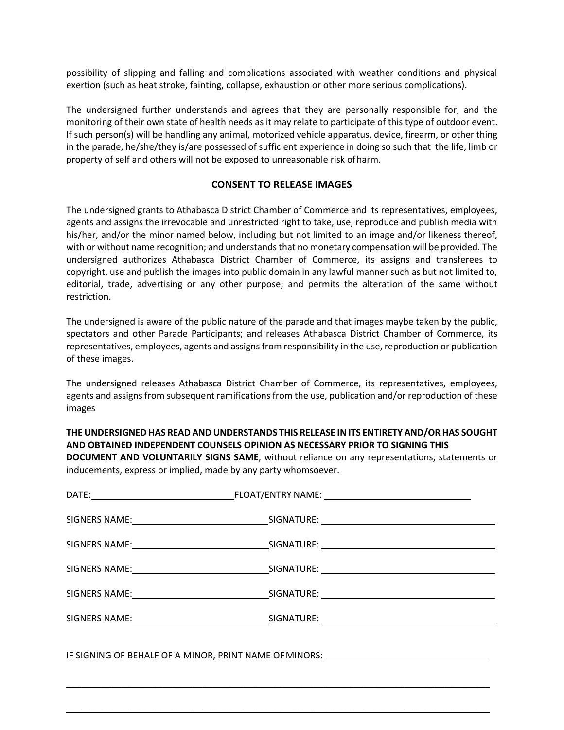possibility of slipping and falling and complications associated with weather conditions and physical exertion (such as heat stroke, fainting, collapse, exhaustion or other more serious complications).

The undersigned further understands and agrees that they are personally responsible for, and the monitoring of their own state of health needs as it may relate to participate of this type of outdoor event. If such person(s) will be handling any animal, motorized vehicle apparatus, device, firearm, or other thing in the parade, he/she/they is/are possessed of sufficient experience in doing so such that the life, limb or property of self and others will not be exposed to unreasonable risk of harm.

## CONSENT TO RELEASE IMAGES

The undersigned grants to Athabasca District Chamber of Commerce and its representatives, employees, agents and assigns the irrevocable and unrestricted right to take, use, reproduce and publish media with his/her, and/or the minor named below, including but not limited to an image and/or likeness thereof, with or without name recognition; and understands that no monetary compensation will be provided. The undersigned authorizes Athabasca District Chamber of Commerce, its assigns and transferees to copyright, use and publish the images into public domain in any lawful manner such as but not limited to, editorial, trade, advertising or any other purpose; and permits the alteration of the same without restriction.

The undersigned is aware of the public nature of the parade and that images maybe taken by the public, spectators and other Parade Participants; and releases Athabasca District Chamber of Commerce, its representatives, employees, agents and assigns from responsibility in the use, reproduction or publication of these images.

The undersigned releases Athabasca District Chamber of Commerce, its representatives, employees, agents and assigns from subsequent ramifications from the use, publication and/or reproduction of these images

**THE UNDERSIGNED HAS READ AND UNDERSTANDS THIS RELEASE IN ITS ENTIRETY AND/OR HAS SOUGHT AND OBTAINED INDEPENDENT COUNSELS OPINION AS NECESSARY PRIOR TO SIGNING THIS DOCUMENT AND VOLUNTARILY SIGNS SAME**, without reliance on any representations, statements or inducements, express or implied, made by any party whomsoever.

DATE: ______________________________ FLOAT/ENTRY NAME: ______________________________

SIGNERS NAME: ____________________________ SIGNATURE: ____________________________________

SIGNERS NAME: ____________________________ SIGNATURE: ____________________________________

SIGNERS NAME: ____________________________ SIGNATURE: ____________________________________

SIGNERS NAME: ____________________________ SIGNATURE: ____________________________________

SIGNERS NAME: ____________________________ SIGNATURE: ____________________________________

IF SIGNING OF BEHALF OF A MINOR, PRINT NAME OF MINORS: ________________________________

__________________________________________________________________________________________

__________________________________________________________________________________________